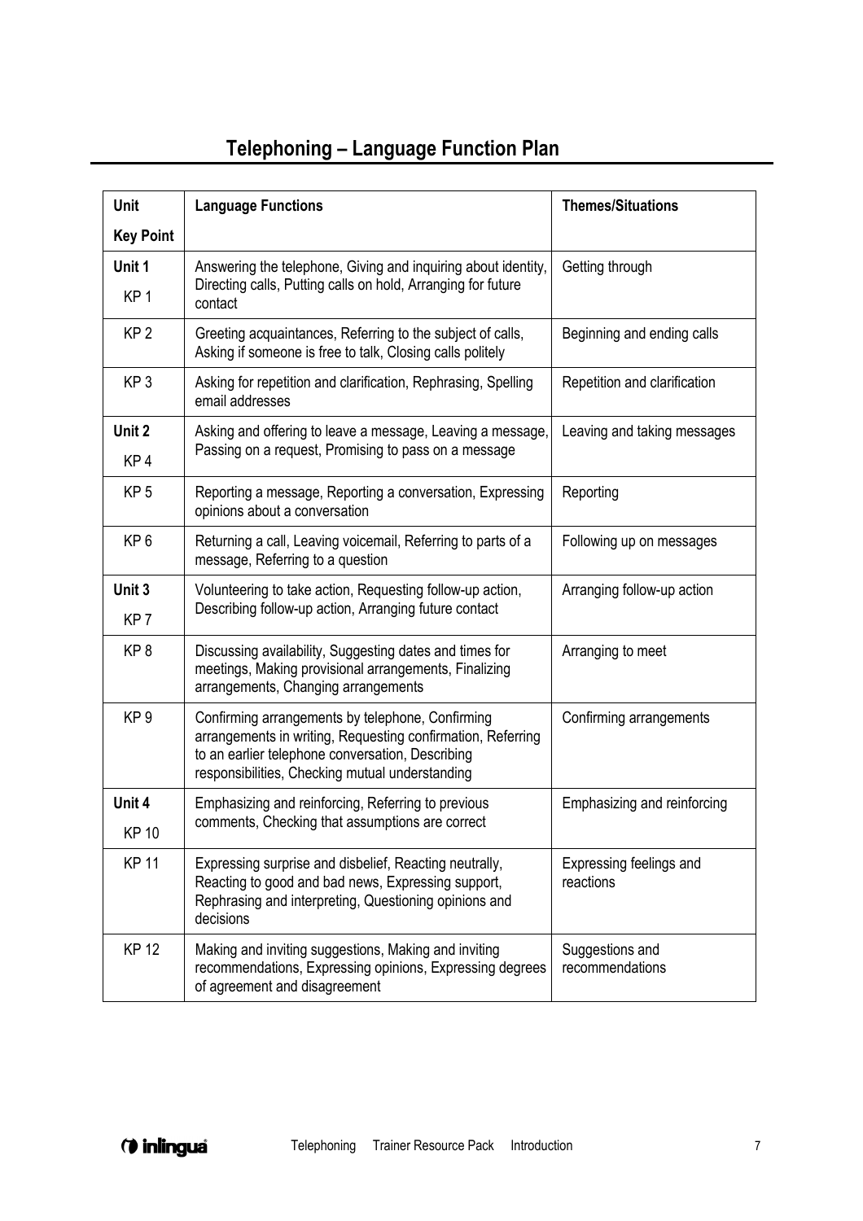# Telephoning – Language Function Plan

| Unit<br>Key Point | Language Functions | Themes/Situations |
|---|---|---|
| **Unit 1**<br>KP 1 | Answering the telephone, Giving and inquiring about identity, Directing calls, Putting calls on hold, Arranging for future contact | Getting through |
| KP 2 | Greeting acquaintances, Referring to the subject of calls, Asking if someone is free to talk, Closing calls politely | Beginning and ending calls |
| KP 3 | Asking for repetition and clarification, Rephrasing, Spelling email addresses | Repetition and clarification |
| **Unit 2**<br>KP 4 | Asking and offering to leave a message, Leaving a message, Passing on a request, Promising to pass on a message | Leaving and taking messages |
| KP 5 | Reporting a message, Reporting a conversation, Expressing opinions about a conversation | Reporting |
| KP 6 | Returning a call, Leaving voicemail, Referring to parts of a message, Referring to a question | Following up on messages |
| **Unit 3**<br>KP 7 | Volunteering to take action, Requesting follow-up action, Describing follow-up action, Arranging future contact | Arranging follow-up action |
| KP 8 | Discussing availability, Suggesting dates and times for meetings, Making provisional arrangements, Finalizing arrangements, Changing arrangements | Arranging to meet |
| KP 9 | Confirming arrangements by telephone, Confirming arrangements in writing, Requesting confirmation, Referring to an earlier telephone conversation, Describing responsibilities, Checking mutual understanding | Confirming arrangements |
| **Unit 4**<br>KP 10 | Emphasizing and reinforcing, Referring to previous comments, Checking that assumptions are correct | Emphasizing and reinforcing |
| KP 11 | Expressing surprise and disbelief, Reacting neutrally, Reacting to good and bad news, Expressing support, Rephrasing and interpreting, Questioning opinions and decisions | Expressing feelings and reactions |
| KP 12 | Making and inviting suggestions, Making and inviting recommendations, Expressing opinions, Expressing degrees of agreement and disagreement | Suggestions and recommendations |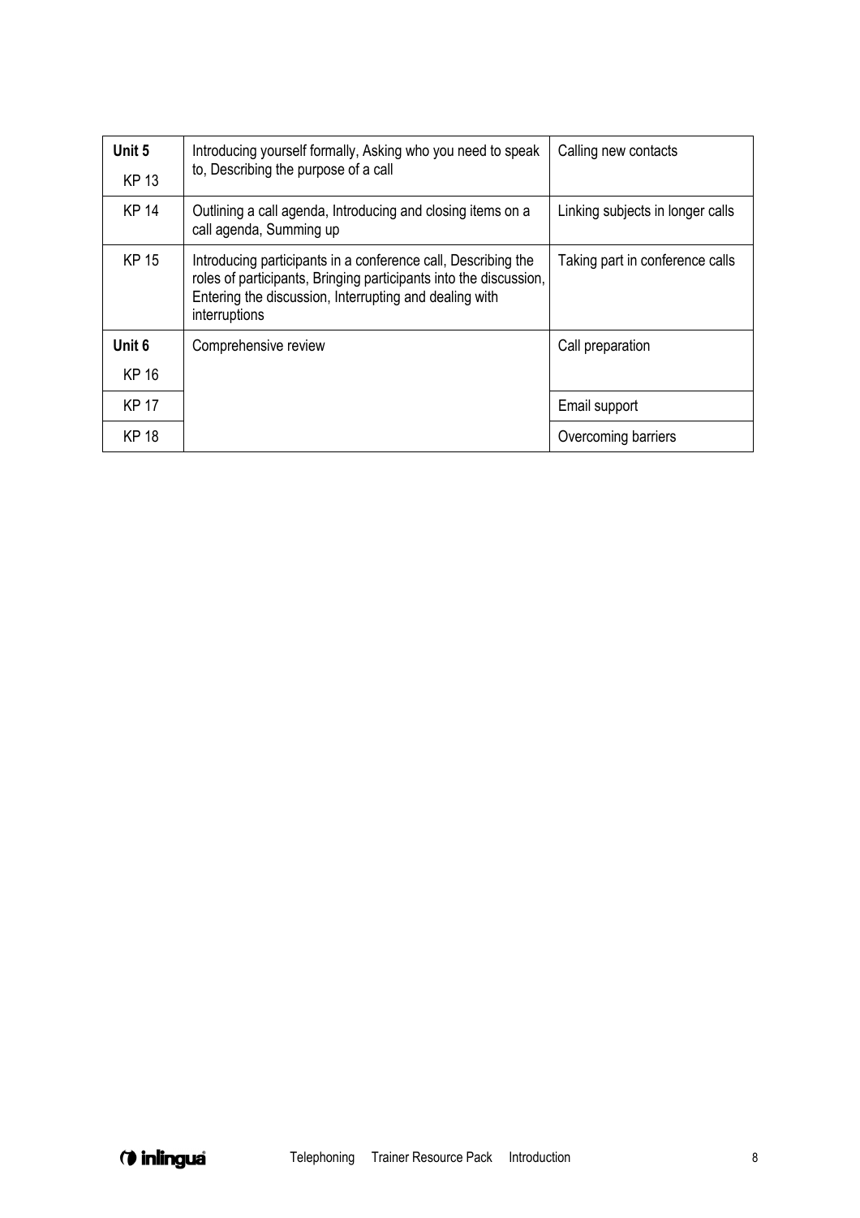| | | |
|---|---|---|
| **Unit 5** KP 13 | Introducing yourself formally, Asking who you need to speak to, Describing the purpose of a call | Calling new contacts |
| KP 14 | Outlining a call agenda, Introducing and closing items on a call agenda, Summing up | Linking subjects in longer calls |
| KP 15 | Introducing participants in a conference call, Describing the roles of participants, Bringing participants into the discussion, Entering the discussion, Interrupting and dealing with interruptions | Taking part in conference calls |
| **Unit 6** KP 16 | Comprehensive review | Call preparation |
| KP 17 | | Email support |
| KP 18 | | Overcoming barriers |